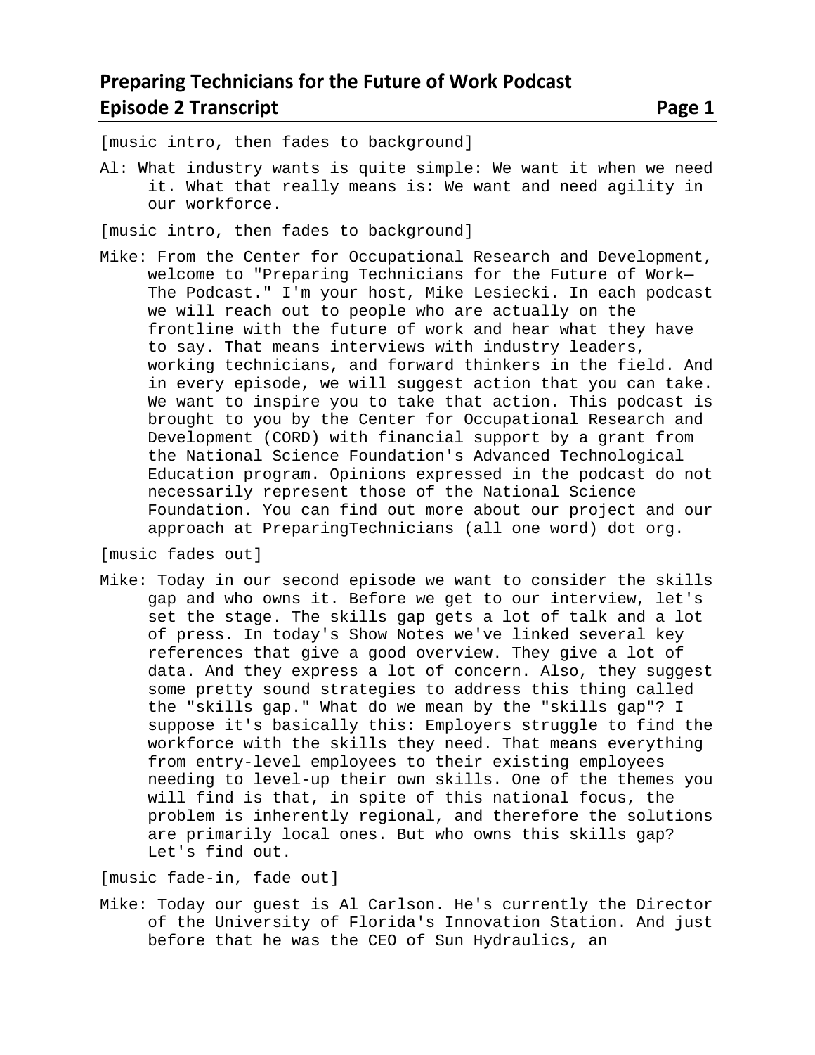# Preparing Technicians for the Future of Work Podcast
## Episode 2 Transcript

[music intro, then fades to background]

Al: What industry wants is quite simple: We want it when we need it. What that really means is: We want and need agility in our workforce.

[music intro, then fades to background]

Mike: From the Center for Occupational Research and Development, welcome to "Preparing Technicians for the Future of Work—The Podcast." I'm your host, Mike Lesiecki. In each podcast we will reach out to people who are actually on the frontline with the future of work and hear what they have to say. That means interviews with industry leaders, working technicians, and forward thinkers in the field. And in every episode, we will suggest action that you can take. We want to inspire you to take that action. This podcast is brought to you by the Center for Occupational Research and Development (CORD) with financial support by a grant from the National Science Foundation's Advanced Technological Education program. Opinions expressed in the podcast do not necessarily represent those of the National Science Foundation. You can find out more about our project and our approach at PreparingTechnicians (all one word) dot org.

[music fades out]

Mike: Today in our second episode we want to consider the skills gap and who owns it. Before we get to our interview, let's set the stage. The skills gap gets a lot of talk and a lot of press. In today's Show Notes we've linked several key references that give a good overview. They give a lot of data. And they express a lot of concern. Also, they suggest some pretty sound strategies to address this thing called the "skills gap." What do we mean by the "skills gap"? I suppose it's basically this: Employers struggle to find the workforce with the skills they need. That means everything from entry-level employees to their existing employees needing to level-up their own skills. One of the themes you will find is that, in spite of this national focus, the problem is inherently regional, and therefore the solutions are primarily local ones. But who owns this skills gap? Let's find out.

[music fade-in, fade out]

Mike: Today our guest is Al Carlson. He's currently the Director of the University of Florida's Innovation Station. And just before that he was the CEO of Sun Hydraulics, an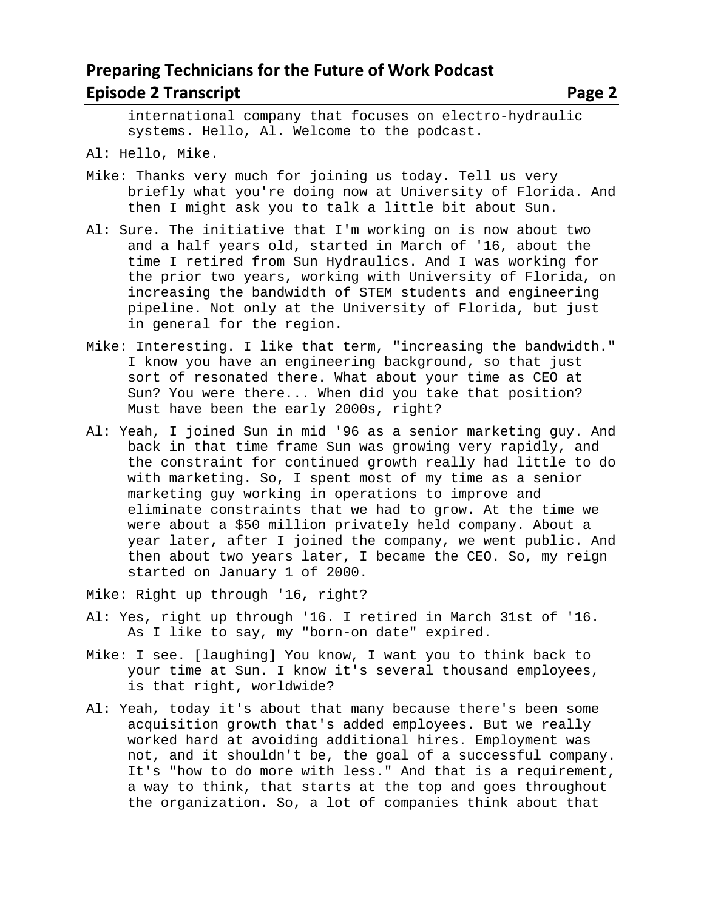international company that focuses on electro-hydraulic systems. Hello, Al. Welcome to the podcast.

Al: Hello, Mike.

Mike: Thanks very much for joining us today. Tell us very briefly what you're doing now at University of Florida. And then I might ask you to talk a little bit about Sun.

Al: Sure. The initiative that I'm working on is now about two and a half years old, started in March of '16, about the time I retired from Sun Hydraulics. And I was working for the prior two years, working with University of Florida, on increasing the bandwidth of STEM students and engineering pipeline. Not only at the University of Florida, but just in general for the region.

Mike: Interesting. I like that term, "increasing the bandwidth." I know you have an engineering background, so that just sort of resonated there. What about your time as CEO at Sun? You were there... When did you take that position? Must have been the early 2000s, right?

Al: Yeah, I joined Sun in mid '96 as a senior marketing guy. And back in that time frame Sun was growing very rapidly, and the constraint for continued growth really had little to do with marketing. So, I spent most of my time as a senior marketing guy working in operations to improve and eliminate constraints that we had to grow. At the time we were about a $50 million privately held company. About a year later, after I joined the company, we went public. And then about two years later, I became the CEO. So, my reign started on January 1 of 2000.

Mike: Right up through '16, right?

Al: Yes, right up through '16. I retired in March 31st of '16. As I like to say, my "born-on date" expired.

Mike: I see. [laughing] You know, I want you to think back to your time at Sun. I know it's several thousand employees, is that right, worldwide?

Al: Yeah, today it's about that many because there's been some acquisition growth that's added employees. But we really worked hard at avoiding additional hires. Employment was not, and it shouldn't be, the goal of a successful company. It's "how to do more with less." And that is a requirement, a way to think, that starts at the top and goes throughout the organization. So, a lot of companies think about that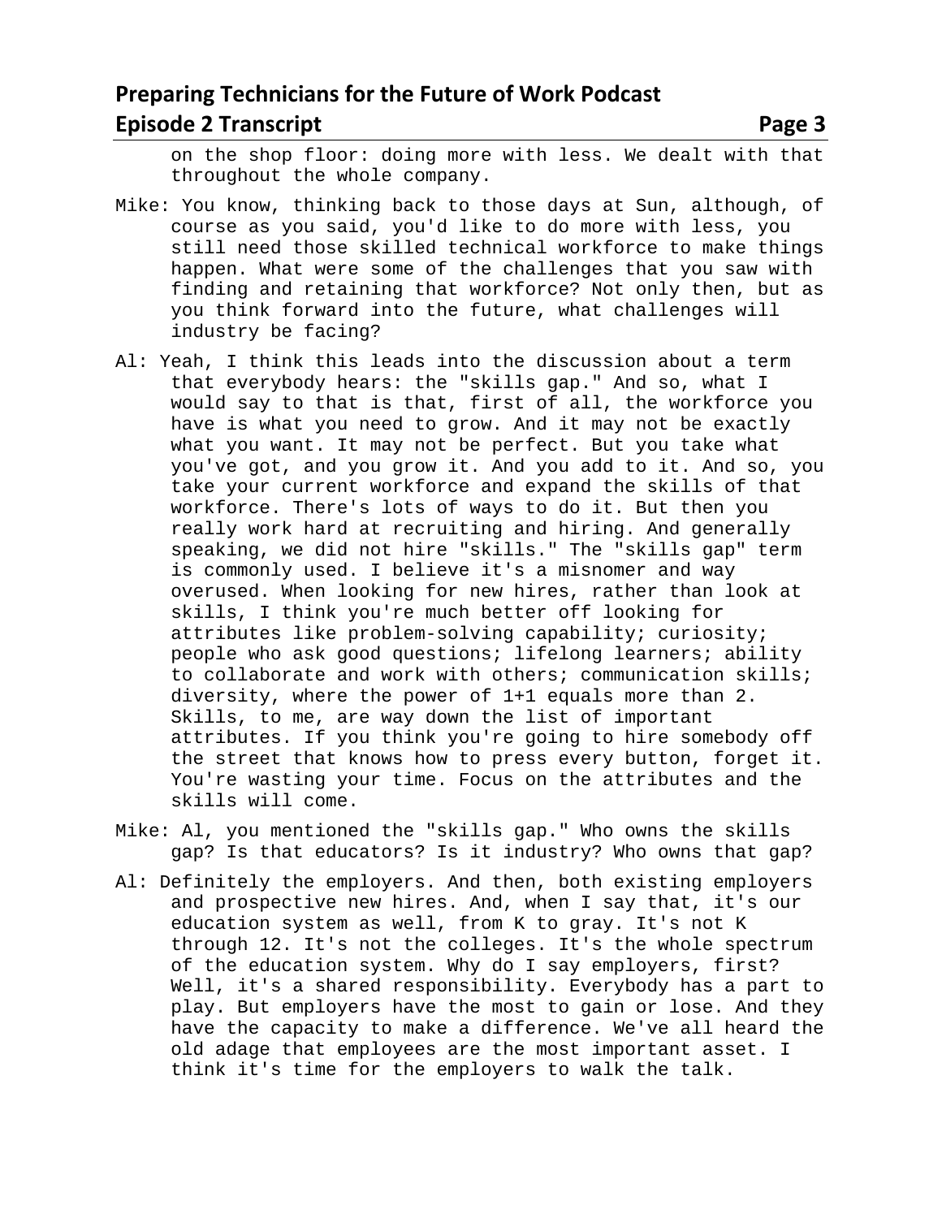on the shop floor: doing more with less. We dealt with that throughout the whole company.

Mike: You know, thinking back to those days at Sun, although, of course as you said, you'd like to do more with less, you still need those skilled technical workforce to make things happen. What were some of the challenges that you saw with finding and retaining that workforce? Not only then, but as you think forward into the future, what challenges will industry be facing?

Al: Yeah, I think this leads into the discussion about a term that everybody hears: the "skills gap." And so, what I would say to that is that, first of all, the workforce you have is what you need to grow. And it may not be exactly what you want. It may not be perfect. But you take what you've got, and you grow it. And you add to it. And so, you take your current workforce and expand the skills of that workforce. There's lots of ways to do it. But then you really work hard at recruiting and hiring. And generally speaking, we did not hire "skills." The "skills gap" term is commonly used. I believe it's a misnomer and way overused. When looking for new hires, rather than look at skills, I think you're much better off looking for attributes like problem-solving capability; curiosity; people who ask good questions; lifelong learners; ability to collaborate and work with others; communication skills; diversity, where the power of 1+1 equals more than 2. Skills, to me, are way down the list of important attributes. If you think you're going to hire somebody off the street that knows how to press every button, forget it. You're wasting your time. Focus on the attributes and the skills will come.

Mike: Al, you mentioned the "skills gap." Who owns the skills gap? Is that educators? Is it industry? Who owns that gap?

Al: Definitely the employers. And then, both existing employers and prospective new hires. And, when I say that, it's our education system as well, from K to gray. It's not K through 12. It's not the colleges. It's the whole spectrum of the education system. Why do I say employers, first? Well, it's a shared responsibility. Everybody has a part to play. But employers have the most to gain or lose. And they have the capacity to make a difference. We've all heard the old adage that employees are the most important asset. I think it's time for the employers to walk the talk.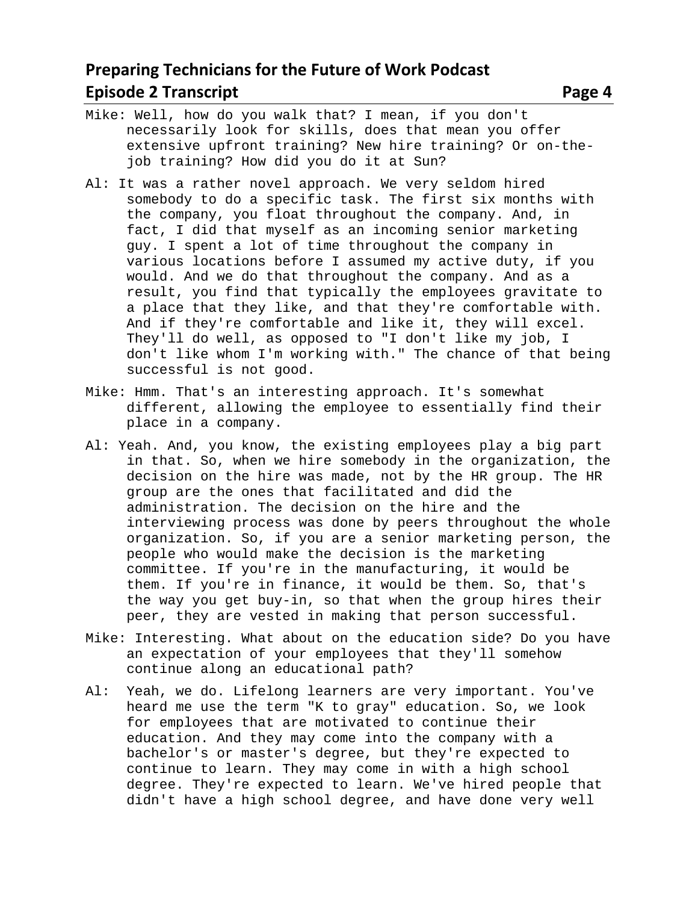Mike: Well, how do you walk that? I mean, if you don't necessarily look for skills, does that mean you offer extensive upfront training? New hire training? Or on-the-job training? How did you do it at Sun?

Al: It was a rather novel approach. We very seldom hired somebody to do a specific task. The first six months with the company, you float throughout the company. And, in fact, I did that myself as an incoming senior marketing guy. I spent a lot of time throughout the company in various locations before I assumed my active duty, if you would. And we do that throughout the company. And as a result, you find that typically the employees gravitate to a place that they like, and that they're comfortable with. And if they're comfortable and like it, they will excel. They'll do well, as opposed to "I don't like my job, I don't like whom I'm working with." The chance of that being successful is not good.

Mike: Hmm. That's an interesting approach. It's somewhat different, allowing the employee to essentially find their place in a company.

Al: Yeah. And, you know, the existing employees play a big part in that. So, when we hire somebody in the organization, the decision on the hire was made, not by the HR group. The HR group are the ones that facilitated and did the administration. The decision on the hire and the interviewing process was done by peers throughout the whole organization. So, if you are a senior marketing person, the people who would make the decision is the marketing committee. If you're in the manufacturing, it would be them. If you're in finance, it would be them. So, that's the way you get buy-in, so that when the group hires their peer, they are vested in making that person successful.

Mike: Interesting. What about on the education side? Do you have an expectation of your employees that they'll somehow continue along an educational path?

Al: Yeah, we do. Lifelong learners are very important. You've heard me use the term "K to gray" education. So, we look for employees that are motivated to continue their education. And they may come into the company with a bachelor's or master's degree, but they're expected to continue to learn. They may come in with a high school degree. They're expected to learn. We've hired people that didn't have a high school degree, and have done very well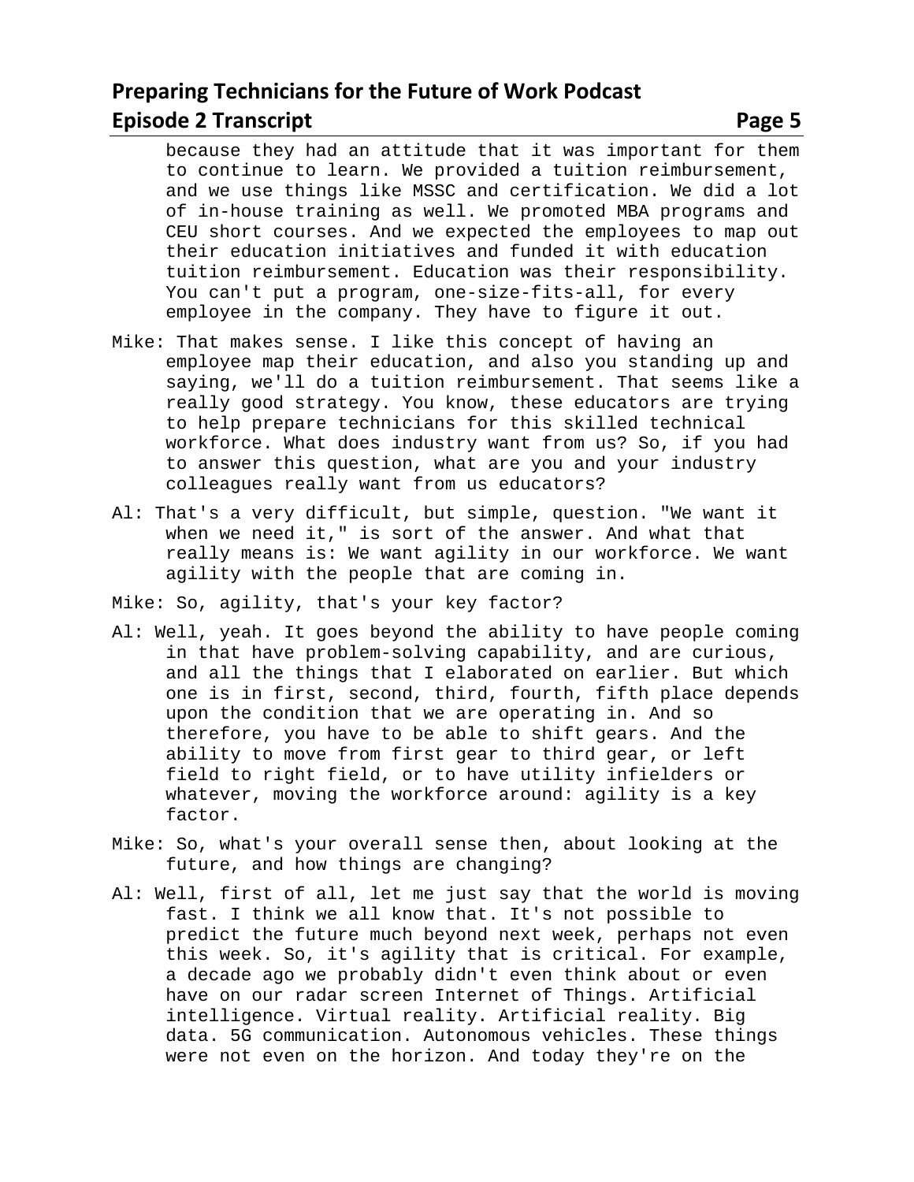because they had an attitude that it was important for them to continue to learn. We provided a tuition reimbursement, and we use things like MSSC and certification. We did a lot of in-house training as well. We promoted MBA programs and CEU short courses. And we expected the employees to map out their education initiatives and funded it with education tuition reimbursement. Education was their responsibility. You can't put a program, one-size-fits-all, for every employee in the company. They have to figure it out.

Mike: That makes sense. I like this concept of having an employee map their education, and also you standing up and saying, we'll do a tuition reimbursement. That seems like a really good strategy. You know, these educators are trying to help prepare technicians for this skilled technical workforce. What does industry want from us? So, if you had to answer this question, what are you and your industry colleagues really want from us educators?

Al: That's a very difficult, but simple, question. "We want it when we need it," is sort of the answer. And what that really means is: We want agility in our workforce. We want agility with the people that are coming in.

Mike: So, agility, that's your key factor?

Al: Well, yeah. It goes beyond the ability to have people coming in that have problem-solving capability, and are curious, and all the things that I elaborated on earlier. But which one is in first, second, third, fourth, fifth place depends upon the condition that we are operating in. And so therefore, you have to be able to shift gears. And the ability to move from first gear to third gear, or left field to right field, or to have utility infielders or whatever, moving the workforce around: agility is a key factor.

Mike: So, what's your overall sense then, about looking at the future, and how things are changing?

Al: Well, first of all, let me just say that the world is moving fast. I think we all know that. It's not possible to predict the future much beyond next week, perhaps not even this week. So, it's agility that is critical. For example, a decade ago we probably didn't even think about or even have on our radar screen Internet of Things. Artificial intelligence. Virtual reality. Artificial reality. Big data. 5G communication. Autonomous vehicles. These things were not even on the horizon. And today they're on the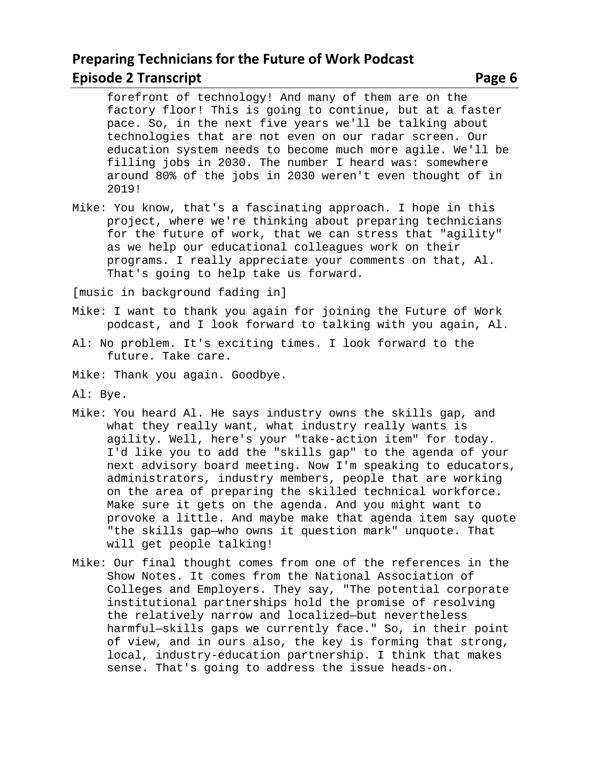forefront of technology! And many of them are on the factory floor! This is going to continue, but at a faster pace. So, in the next five years we'll be talking about technologies that are not even on our radar screen. Our education system needs to become much more agile. We'll be filling jobs in 2030. The number I heard was: somewhere around 80% of the jobs in 2030 weren't even thought of in 2019!

Mike: You know, that's a fascinating approach. I hope in this project, where we're thinking about preparing technicians for the future of work, that we can stress that "agility" as we help our educational colleagues work on their programs. I really appreciate your comments on that, Al. That's going to help take us forward.

[music in background fading in]

Mike: I want to thank you again for joining the Future of Work podcast, and I look forward to talking with you again, Al.

Al: No problem. It's exciting times. I look forward to the future. Take care.

Mike: Thank you again. Goodbye.

Al: Bye.

Mike: You heard Al. He says industry owns the skills gap, and what they really want, what industry really wants is agility. Well, here's your "take-action item" for today. I'd like you to add the "skills gap" to the agenda of your next advisory board meeting. Now I'm speaking to educators, administrators, industry members, people that are working on the area of preparing the skilled technical workforce. Make sure it gets on the agenda. And you might want to provoke a little. And maybe make that agenda item say quote "the skills gap—who owns it question mark" unquote. That will get people talking!

Mike: Our final thought comes from one of the references in the Show Notes. It comes from the National Association of Colleges and Employers. They say, "The potential corporate institutional partnerships hold the promise of resolving the relatively narrow and localized—but nevertheless harmful—skills gaps we currently face." So, in their point of view, and in ours also, the key is forming that strong, local, industry-education partnership. I think that makes sense. That's going to address the issue heads-on.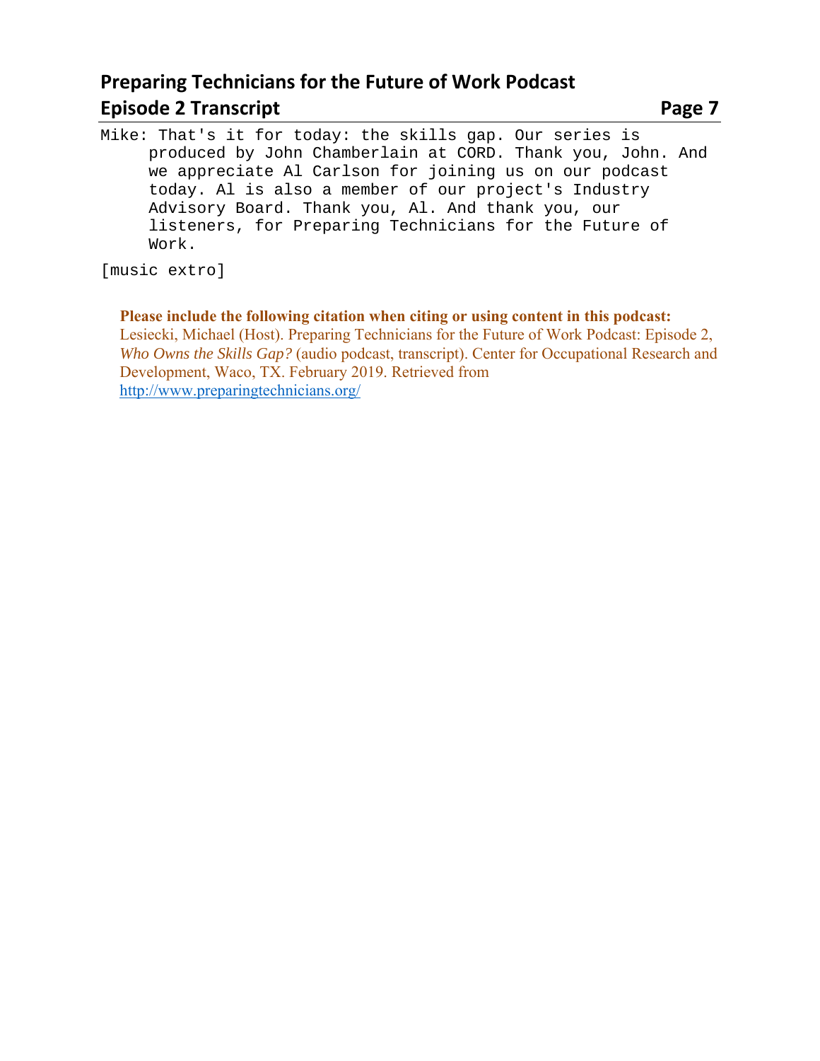Mike: That's it for today: the skills gap. Our series is produced by John Chamberlain at CORD. Thank you, John. And we appreciate Al Carlson for joining us on our podcast today. Al is also a member of our project's Industry Advisory Board. Thank you, Al. And thank you, our listeners, for Preparing Technicians for the Future of Work.

[music extro]

**Please include the following citation when citing or using content in this podcast:**
Lesiecki, Michael (Host). Preparing Technicians for the Future of Work Podcast: Episode 2, *Who Owns the Skills Gap?* (audio podcast, transcript). Center for Occupational Research and Development, Waco, TX. February 2019. Retrieved from http://www.preparingtechnicians.org/